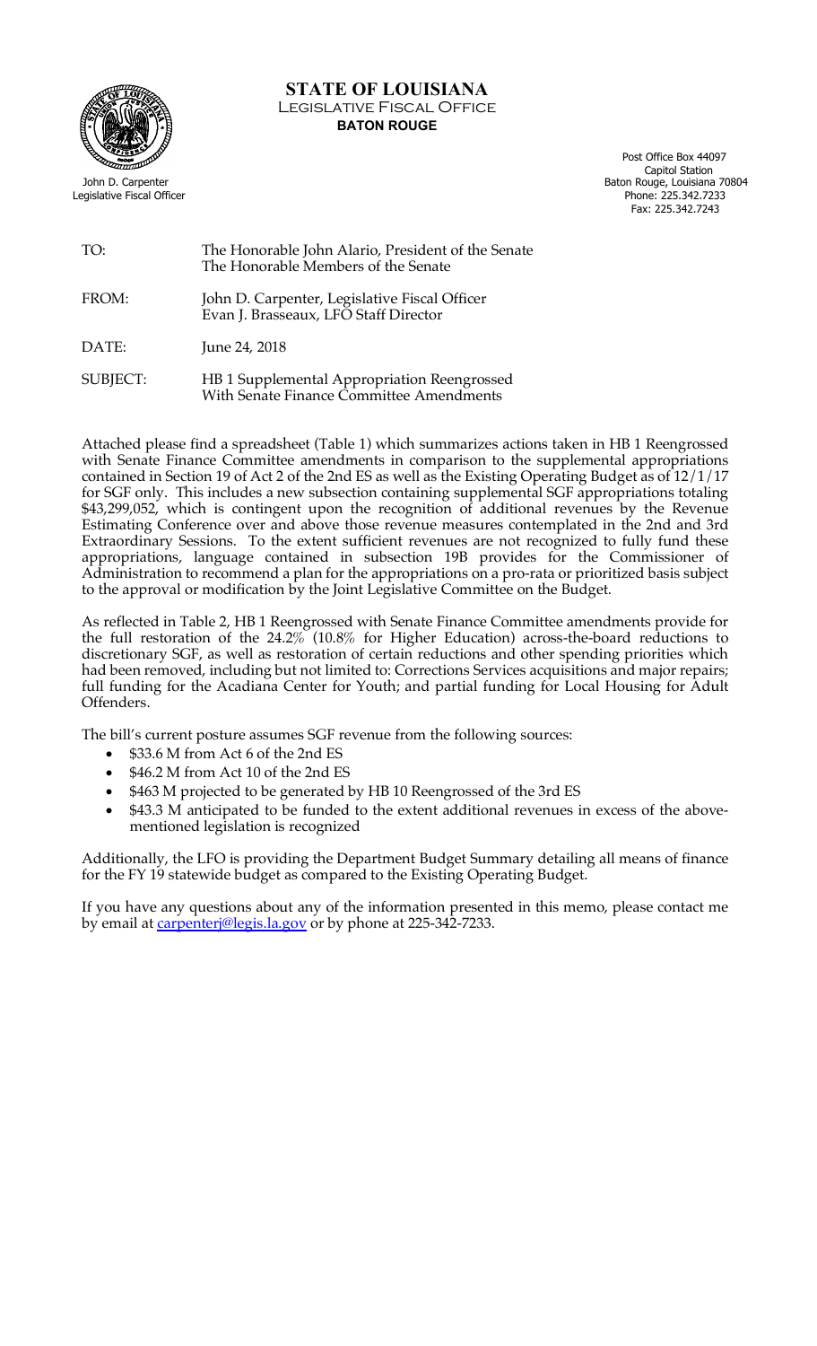# STATE OF LOUISIANA

LEGISLATIVE FISCAL OFFICE

**BATON ROUGE**

John D. Carpenter
Legislative Fiscal Officer

Post Office Box 44097
Capitol Station
Baton Rouge, Louisiana 70804
Phone: 225.342.7233
Fax: 225.342.7243

| | |
|---|---|
| TO: | The Honorable John Alario, President of the Senate<br>The Honorable Members of the Senate |
| FROM: | John D. Carpenter, Legislative Fiscal Officer<br>Evan J. Brasseaux, LFO Staff Director |
| DATE: | June 24, 2018 |
| SUBJECT: | HB 1 Supplemental Appropriation Reengrossed<br>With Senate Finance Committee Amendments |

Attached please find a spreadsheet (Table 1) which summarizes actions taken in HB 1 Reengrossed with Senate Finance Committee amendments in comparison to the supplemental appropriations contained in Section 19 of Act 2 of the 2nd ES as well as the Existing Operating Budget as of 12/1/17 for SGF only. This includes a new subsection containing supplemental SGF appropriations totaling $43,299,052, which is contingent upon the recognition of additional revenues by the Revenue Estimating Conference over and above those revenue measures contemplated in the 2nd and 3rd Extraordinary Sessions. To the extent sufficient revenues are not recognized to fully fund these appropriations, language contained in subsection 19B provides for the Commissioner of Administration to recommend a plan for the appropriations on a pro-rata or prioritized basis subject to the approval or modification by the Joint Legislative Committee on the Budget.

As reflected in Table 2, HB 1 Reengrossed with Senate Finance Committee amendments provide for the full restoration of the 24.2% (10.8% for Higher Education) across-the-board reductions to discretionary SGF, as well as restoration of certain reductions and other spending priorities which had been removed, including but not limited to: Corrections Services acquisitions and major repairs; full funding for the Acadiana Center for Youth; and partial funding for Local Housing for Adult Offenders.

The bill's current posture assumes SGF revenue from the following sources:

- $33.6 M from Act 6 of the 2nd ES
- $46.2 M from Act 10 of the 2nd ES
- $463 M projected to be generated by HB 10 Reengrossed of the 3rd ES
- $43.3 M anticipated to be funded to the extent additional revenues in excess of the above-mentioned legislation is recognized

Additionally, the LFO is providing the Department Budget Summary detailing all means of finance for the FY 19 statewide budget as compared to the Existing Operating Budget.

If you have any questions about any of the information presented in this memo, please contact me by email at carpenterj@legis.la.gov or by phone at 225-342-7233.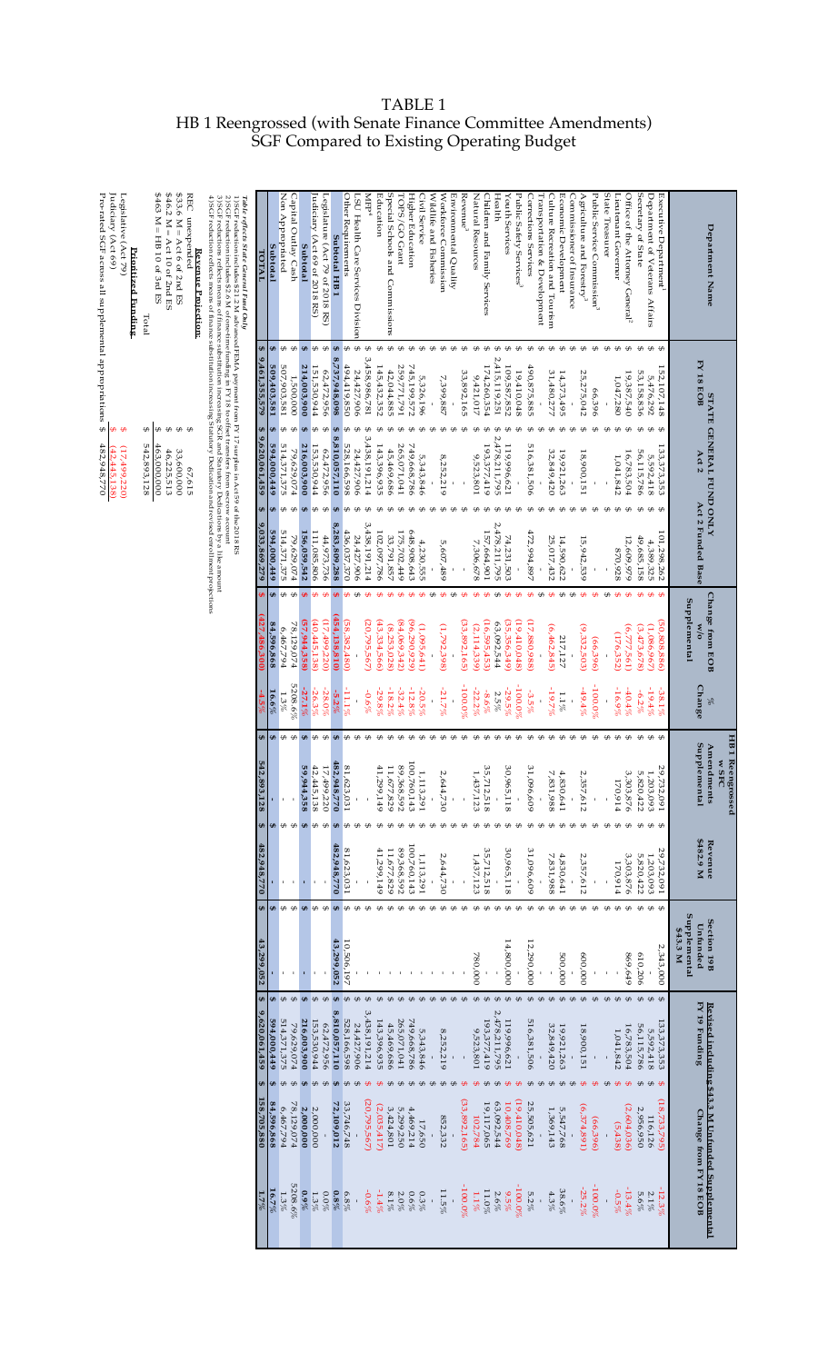# TABLE 1
## HB 1 Reengrossed (with Senate Finance Committee Amendments)
## SGF Compared to Existing Operating Budget

| Department Name | STATE GENERAL FUND ONLY FY 18 EOB | Act 2 | Act 2 Funded Base | Change from EOB w/o Supplemental | % Change | HB 1 Reengrossed w SFC Amendments Supplemental | Revenue $482.9 M | Section 19B Unfunded Supplemental $43.3 M | Revised including $43.3 M Unfunded Supplemental FY 19 Funding | Change from FY 18 EOB | % |
|---|---|---|---|---|---|---|---|---|---|---|---|
| Executive Department[1] | $ 152,107,148 | $ 133,373,353 | $ 101,298,262 | $ (50,808,886) | -33.4% | $ 29,732,091 | $ 29,732,091 | $ 2,343,000 | $ 133,373,353 | $ (18,733,795) | -12.3% |
| Department of Veterans Affairs | $ 5,476,292 | $ 5,592,418 | $ 4,389,325 | $ (1,086,967) | -19.8% | $ 1,203,093 | $ 1,203,093 | $ - | $ 5,592,418 | $ 116,126 | 2.1% |
| Secretary of State | $ 53,158,836 | $ 56,115,786 | $ 49,685,158 | $ (3,473,678) | -6.5% | $ 5,820,422 | $ 5,820,422 | $ 610,206 | $ 56,115,786 | $ 2,956,950 | 5.6% |
| Office of the Attorney General[2] | $ 19,387,540 | $ 16,783,504 | $ 12,609,979 | $ (6,777,561) | -35.0% | $ 3,303,876 | $ 3,303,876 | $ 869,649 | $ 16,783,504 | $ (2,604,036) | -13.4% |
| Lieutenant Governor | $ 1,047,280 | $ 1,041,842 | $ 870,928 | $ (176,352) | -16.8% | $ 170,914 | $ 170,914 | $ - | $ 1,041,842 | $ (5,438) | -0.5% |
| State Treasurer | $ - | $ - | $ - | $ - | - | $ - | $ - | $ - | $ - | $ - | - |
| Public Service Commission[3] | $ 66,396 | $ - | $ - | $ (66,396) | -100.0% | $ - | $ - | $ - | $ - | $ (66,396) | -100.0% |
| Agriculture and Forestry[3] | $ 25,275,042 | $ 18,900,151 | $ 15,942,539 | $ (9,332,503) | -36.9% | $ 2,357,612 | $ 2,357,612 | $ 600,000 | $ 18,900,151 | $ (6,374,891) | -25.2% |
| Commissioner of Insurance | $ - | $ - | $ - | $ - | - | $ - | $ - | $ - | $ - | $ - | - |
| Economic Development | $ 14,373,495 | $ 19,921,263 | $ 14,590,622 | $ 217,127 | 1.5% | $ 4,830,641 | $ 4,830,641 | $ 500,000 | $ 19,921,263 | $ 5,547,768 | 38.6% |
| Culture Recreation and Tourism | $ 31,480,277 | $ 32,849,420 | $ 25,017,432 | $ (6,462,845) | -20.5% | $ 7,831,988 | $ 7,831,988 | $ - | $ 32,849,420 | $ 1,369,143 | 4.3% |
| Transportation & Development | $ - | $ - | $ - | $ - | - | $ - | $ - | $ - | $ - | $ - | - |
| Corrections Services | $ 490,875,885 | $ 516,381,506 | $ 472,994,897 | $ (17,880,988) | -3.6% | $ 31,096,609 | $ 31,096,609 | $ 12,290,000 | $ 516,381,506 | $ 25,505,621 | 5.2% |
| Public Safety Services[3] | $ 19,410,048 | $ - | $ - | $ (19,410,048) | -100.0% | $ - | $ - | $ - | $ - | $ (19,410,048) | -100.0% |
| Youth Services | $ 109,589,852 | $ 119,996,621 | $ 74,231,503 | $ (35,358,349) | -32.3% | $ 30,965,118 | $ 30,965,118 | $ 14,800,000 | $ 119,996,621 | $ 10,406,769 | 9.5% |
| Health | $ 2,415,119,251 | $ 2,478,211,795 | $ 2,478,211,795 | $ 63,092,544 | 2.6% | $ - | $ - | $ - | $ 2,478,211,795 | $ 63,092,544 | 2.6% |
| Children and Family Services | $ 174,260,354 | $ 193,377,419 | $ 157,664,901 | $ (16,595,453) | -9.5% | $ 35,712,518 | $ 35,712,518 | $ - | $ 193,377,419 | $ 19,117,065 | 11.0% |
| Natural Resources | $ 9,421,017 | $ 9,523,801 | $ 7,306,678 | $ (2,114,339) | -22.4% | $ 1,437,123 | $ 1,437,123 | $ 780,000 | $ 9,523,801 | $ 102,784 | 1.1% |
| Revenue[3] | $ 33,892,165 | $ - | $ - | $ (33,892,165) | -100.0% | $ - | $ - | $ - | $ - | $ (33,892,165) | -100.0% |
| Environmental Quality | $ - | $ - | $ - | $ - | - | $ - | $ - | $ - | $ - | $ - | - |
| Workforce Commission | $ 7,399,887 | $ 8,252,219 | $ 5,607,489 | $ (1,792,398) | -24.2% | $ 2,644,730 | $ 2,644,730 | $ - | $ 8,252,219 | $ 852,332 | 11.5% |
| Wildlife and Fisheries | $ - | $ - | $ - | $ - | - | $ - | $ - | $ - | $ - | $ - | - |
| Civil Service | $ 5,326,196 | $ 5,343,846 | $ 4,230,555 | $ (1,095,641) | -20.6% | $ 1,113,291 | $ 1,113,291 | $ - | $ 5,343,846 | $ 17,650 | 0.3% |
| Higher Education | $ 745,199,572 | $ 749,668,786 | $ 648,908,643 | $ (96,290,929) | -12.9% | $ 100,760,143 | $ 100,760,143 | $ - | $ 749,668,786 | $ 4,469,214 | 0.6% |
| TOPS/GO Grant | $ 259,771,791 | $ 265,071,041 | $ 175,702,449 | $ (84,069,342) | -32.4% | $ 89,368,592 | $ 89,368,592 | $ - | $ 265,071,041 | $ 5,299,250 | 2.0% |
| Special Schools and Commissions | $ 42,044,885 | $ 45,469,686 | $ 33,791,857 | $ (8,253,028) | -19.6% | $ 11,677,829 | $ 11,677,829 | $ - | $ 45,469,686 | $ 3,424,801 | 8.1% |
| Education | $ 145,432,352 | $ 143,396,935 | $ 102,097,786 | $ (43,334,566) | -29.8% | $ 41,299,149 | $ 41,299,149 | $ - | $ 143,396,935 | $ (2,035,417) | -1.4% |
| MFP[4] | $ 3,458,984,781 | $ 3,438,189,214 | $ 3,438,189,214 | $ (20,795,567) | -0.6% | $ - | $ - | $ - | $ 3,438,189,214 | $ (20,795,567) | -0.6% |
| LSU Health Care Services Division | $ 24,427,906 | $ 24,427,906 | $ 24,427,906 | $ - | - | $ - | $ - | $ - | $ 24,427,906 | $ - | - |
| Other Requirements | $ 494,419,850 | $ 528,166,598 | $ 436,037,370 | $ (58,382,480) | -11.8% | $ 81,623,031 | $ 81,623,031 | $ 10,506,197 | $ 528,166,598 | $ 33,746,748 | 6.8% |
| **Subtotal HB 1** | $ 8,737,948,098 | $ 8,810,057,110 | $ 8,283,809,288 | $ (454,138,810) | -5.2% | $ 482,948,770 | $ 482,948,770 | $ 43,299,052 | $ 8,810,057,110 | $ 72,109,012 | 0.8% |
| Legislature (Act 79 of 2018 RS) | $ 62,472,956 | $ 62,472,956 | $ 44,973,736 | $ (17,499,220) | -28.0% | $ 17,499,220 | | $ - | $ 62,472,956 | $ - | 0.0% |
| Judiciary (Act 69 of 2018 RS) | $ 151,530,944 | $ 153,530,944 | $ 111,085,806 | $ (40,445,138) | -26.7% | $ 42,445,138 | | $ - | $ 153,530,944 | $ 2,000,000 | 1.3% |
| **Subtotal** | $ 214,003,900 | $ 216,003,900 | $ 156,059,542 | $ (57,944,358) | -27.1% | $ 59,944,358 | | $ - | $ 216,003,900 | $ 2,000,000 | 0.9% |
| Capital Outlay Cash | $ 1,500,000 | $ 79,629,074 | $ 79,629,074 | $ 78,129,074 | 5208.6% | $ - | | $ - | $ 79,629,074 | $ 78,129,074 | 5208.6% |
| Non Appropriated | $ 507,903,581 | $ 514,371,375 | $ 514,371,375 | $ 6,467,794 | 1.3% | $ - | | $ - | $ 514,371,375 | $ 6,467,794 | 1.3% |
| **Subtotal** | $ 509,403,581 | $ 594,000,449 | $ 594,000,449 | $ 84,596,868 | 16.6% | $ - | | $ - | $ 594,000,449 | $ 84,596,868 | 16.7% |
| **TOTAL** | $ 9,461,355,579 | $ 9,620,061,459 | $ 9,033,869,279 | $ (427,486,300) | -4.5% | $ 542,893,128 | $ 482,948,770 | $ 43,299,052 | $ 9,620,061,459 | $ 158,705,880 | 1.7% |

*Table reflects State General Fund Only*

1) SGF reduction includes $21.2 M advanced FEMA payment from FY 17 surplus in Act 69 of the 2018 RS
2) SGF reduction includes $2.6 M of one-time funding in FY 18 to offset transfer from escrow account
3) SGF reductions reflects means of finance substitution increasing SGR and Statutory Dedications by a like amount
4) SGF reduction reflects means of finance substitution increasing Statutory Dedication and revised enrollment projections

**Revenue Projection**

| | |
|---|---|
| REC unexpended | $ 67,615 |
| $33.6 M = Act 6 of 2nd ES | $ 33,600,000 |
| $46.2 M = Act 10 of 2nd ES | $ 46,225,513 |
| $463 M = HB 10 of 3rd ES | $ 463,000,000 |
| Total | $ 542,893,128 |

**Prioritized Funding**

| | |
|---|---|
| Legislative (Act 79) | $ (17,499,220) |
| Judiciary (Act 69) | $ (42,445,138) |
| Pro-rated SGF across all supplemental appropriations | $ 482,948,770 |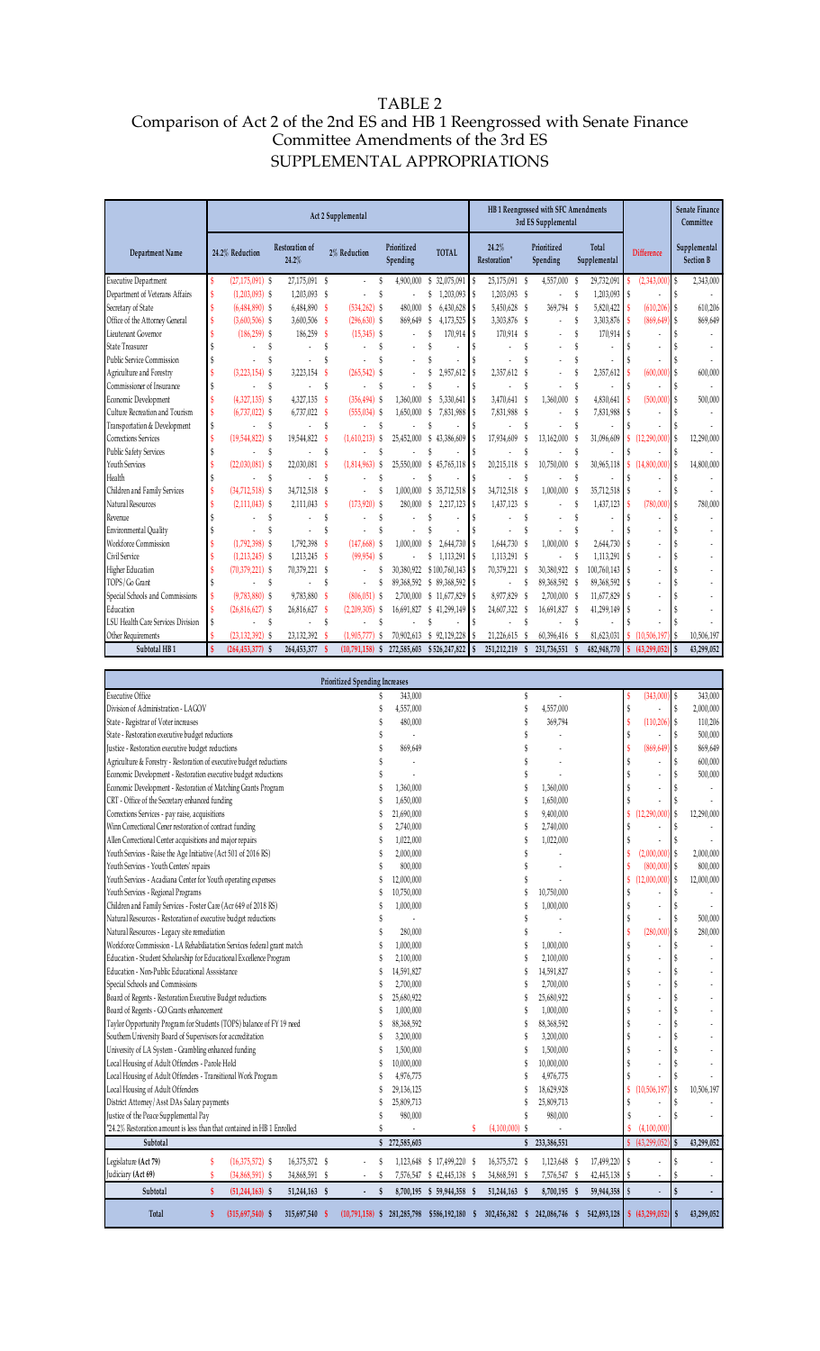# TABLE 2

## Comparison of Act 2 of the 2nd ES and HB 1 Reengrossed with Senate Finance Committee Amendments of the 3rd ES

## SUPPLEMENTAL APPROPRIATIONS

| Department Name | Act 2 Supplemental | | | | | HB 1 Reengrossed with SFC Amendments 3rd ES Supplemental | | | Difference | Senate Finance Committee |
|---|---|---|---|---|---|---|---|---|---|---|
| | 24.2% Reduction | Restoration of 24.2% | 2% Reduction | Prioritized Spending | TOTAL | 24.2% Restoration* | Prioritized Spending | Total Supplemental | | Supplemental Section B |
| Executive Department | $ (27,175,091) | $ 27,175,091 | $ - | $ 4,900,000 | $ 32,075,091 | $ 25,175,091 | $ 4,557,000 | $ 29,732,091 | $ (2,343,000) | $ 2,343,000 |
| Department of Veterans Affairs | $ (1,203,093) | $ 1,203,093 | $ - | $ - | $ 1,203,093 | $ 1,203,093 | $ - | $ 1,203,093 | $ - | $ - |
| Secretary of State | $ (6,484,890) | $ 6,484,890 | $ (534,262) | $ 480,000 | $ 6,430,628 | $ 5,450,628 | $ 369,794 | $ 5,820,422 | $ (610,206) | $ 610,206 |
| Office of the Attorney General | $ (3,600,506) | $ 3,600,506 | $ (296,630) | $ 869,649 | $ 4,173,525 | $ 3,303,876 | $ - | $ 3,303,876 | $ (869,649) | $ 869,649 |
| Lieutenant Governor | $ (186,259) | $ 186,259 | $ (15,345) | $ - | $ 170,914 | $ 170,914 | $ - | $ 170,914 | $ - | $ - |
| State Treasurer | $ - | $ - | $ - | $ - | $ - | $ - | $ - | $ - | $ - | $ - |
| Public Service Commission | $ - | $ - | $ - | $ - | $ - | $ - | $ - | $ - | $ - | $ - |
| Agriculture and Forestry | $ (3,223,154) | $ 3,223,154 | $ (265,542) | $ - | $ 2,957,612 | $ 2,357,612 | $ - | $ 2,357,612 | $ (600,000) | $ 600,000 |
| Commissioner of Insurance | $ - | $ - | $ - | $ - | $ - | $ - | $ - | $ - | $ - | $ - |
| Economic Development | $ (4,327,135) | $ 4,327,135 | $ (356,494) | $ 1,360,000 | $ 5,330,641 | $ 3,470,641 | $ 1,360,000 | $ 4,830,641 | $ (500,000) | $ 500,000 |
| Culture Recreation and Tourism | $ (6,737,022) | $ 6,737,022 | $ (555,034) | $ 1,650,000 | $ 7,831,988 | $ 7,831,988 | $ - | $ 7,831,988 | $ - | $ - |
| Transportation & Development | $ - | $ - | $ - | $ - | $ - | $ - | $ - | $ - | $ - | $ - |
| Corrections Services | $ (19,544,822) | $ 19,544,822 | $ (1,610,213) | $ 25,452,000 | $ 43,386,609 | $ 17,934,609 | $ 13,162,000 | $ 31,096,609 | $ (12,290,000) | $ 12,290,000 |
| Public Safety Services | $ - | $ - | $ - | $ - | $ - | $ - | $ - | $ - | $ - | $ - |
| Youth Services | $ (22,030,081) | $ 22,030,081 | $ (1,814,963) | $ 25,550,000 | $ 45,765,118 | $ 20,215,118 | $ 10,750,000 | $ 30,965,118 | $ (14,800,000) | $ 14,800,000 |
| Health | $ - | $ - | $ - | $ - | $ - | $ - | $ - | $ - | $ - | $ - |
| Children and Family Services | $ (34,712,518) | $ 34,712,518 | $ - | $ 1,000,000 | $ 35,712,518 | $ 34,712,518 | $ 1,000,000 | $ 35,712,518 | $ - | $ - |
| Natural Resources | $ (2,111,043) | $ 2,111,043 | $ (173,920) | $ 280,000 | $ 2,217,123 | $ 1,437,123 | $ - | $ 1,437,123 | $ (780,000) | $ 780,000 |
| Revenue | $ - | $ - | $ - | $ - | $ - | $ - | $ - | $ - | $ - | $ - |
| Environmental Quality | $ - | $ - | $ - | $ - | $ - | $ - | $ - | $ - | $ - | $ - |
| Workforce Commission | $ (1,792,398) | $ 1,792,398 | $ (147,668) | $ 1,000,000 | $ 2,644,730 | $ 1,644,730 | $ 1,000,000 | $ 2,644,730 | $ - | $ - |
| Civil Service | $ (1,213,245) | $ 1,213,245 | $ (99,954) | $ - | $ 1,113,291 | $ 1,113,291 | $ - | $ 1,113,291 | $ - | $ - |
| Higher Education | $ (70,379,221) | $ 70,379,221 | $ - | $ 30,380,922 | $ 100,760,143 | $ 70,379,221 | $ 30,380,922 | $ 100,760,143 | $ - | $ - |
| TOPS/Go Grant | $ - | $ - | $ - | $ 89,368,592 | $ 89,368,592 | $ - | $ 89,368,592 | $ 89,368,592 | $ - | $ - |
| Special Schools and Commissions | $ (9,783,880) | $ 9,783,880 | $ (806,051) | $ 2,700,000 | $ 11,677,829 | $ 8,977,829 | $ 2,700,000 | $ 11,677,829 | $ - | $ - |
| Education | $ (26,816,627) | $ 26,816,627 | $ (2,209,305) | $ 16,691,827 | $ 41,299,149 | $ 24,607,322 | $ 16,691,827 | $ 41,299,149 | $ - | $ - |
| LSU Health Care Services Division | $ - | $ - | $ - | $ - | $ - | $ - | $ - | $ - | $ - | $ - |
| Other Requirements | $ (23,132,392) | $ 23,132,392 | $ (1,905,777) | $ 70,902,613 | $ 92,129,228 | $ 21,226,615 | $ 60,396,416 | $ 81,623,031 | $ (10,506,197) | $ 10,506,197 |
| **Subtotal HB 1** | **$ (264,453,377)** | **$ 264,453,377** | **$ (10,791,158)** | **$ 272,585,603** | **$ 526,247,822** | **$ 251,212,219** | **$ 231,736,551** | **$ 482,948,770** | **$ (43,299,052)** | **$ 43,299,052** |

| Prioritized Spending Increases | Act 2 | | HB 1 Reengrossed | Difference | Senate Finance Committee |
|---|---|---|---|---|---|
| Executive Office | $ 343,000 | | $ - | $ (343,000) | $ 343,000 |
| Division of Administration - LAGOV | $ 4,557,000 | | $ 4,557,000 | $ - | $ 2,000,000 |
| State - Registrar of Voter increases | $ 480,000 | | $ 369,794 | $ (110,206) | $ 110,206 |
| State - Restoration executive budget reductions | $ - | | $ - | $ - | $ 500,000 |
| Justice - Restoration executive budget reductions | $ 869,649 | | $ - | $ (869,649) | $ 869,649 |
| Agriculture & Forestry - Restoration of executive budget reductions | $ - | | $ - | $ - | $ 600,000 |
| Economic Development - Restoration executive budget reductions | $ - | | $ - | $ - | $ 500,000 |
| Economic Development - Restoration of Matching Grants Program | $ 1,360,000 | | $ 1,360,000 | $ - | $ - |
| CRT - Office of the Secretary enhanced funding | $ 1,650,000 | | $ 1,650,000 | $ - | $ - |
| Corrections Services - pay raise, acquisitions | $ 21,690,000 | | $ 9,400,000 | $ (12,290,000) | $ 12,290,000 |
| Winn Correctional Cener restoration of contract funding | $ 2,740,000 | | $ 2,740,000 | $ - | $ - |
| Allen Correctional Center acquisitions and major repairs | $ 1,022,000 | | $ 1,022,000 | $ - | $ - |
| Youth Services - Raise the Age Initiative (Act 501 of 2016 RS) | $ 2,000,000 | | $ - | $ (2,000,000) | $ 2,000,000 |
| Youth Services - Youth Centers' repairs | $ 800,000 | | $ - | $ (800,000) | $ 800,000 |
| Youth Services - Acadiana Center for Youth operating expenses | $ 12,000,000 | | $ - | $ (12,000,000) | $ 12,000,000 |
| Youth Services - Regional Programs | $ 10,750,000 | | $ 10,750,000 | $ - | $ - |
| Children and Family Services - Foster Care (Act 649 of 2018 RS) | $ 1,000,000 | | $ 1,000,000 | $ - | $ - |
| Natural Resources - Restoration of executive budget reductions | $ - | | $ - | $ - | $ 500,000 |
| Natural Resources - Legacy site remediation | $ 280,000 | | $ - | $ (280,000) | $ 280,000 |
| Workforce Commission - LA Rehabiliatation Services federal grant match | $ 1,000,000 | | $ 1,000,000 | $ - | $ - |
| Education - Student Scholarship for Educational Excellence Program | $ 2,100,000 | | $ 2,100,000 | $ - | $ - |
| Education - Non-Public Educational Asssistance | $ 14,591,827 | | $ 14,591,827 | $ - | $ - |
| Special Schools and Commissions | $ 2,700,000 | | $ 2,700,000 | $ - | $ - |
| Board of Regents - Restoration Executive Budget reductions | $ 25,680,922 | | $ 25,680,922 | $ - | $ - |
| Board of Regents - GO Grants enhancement | $ 1,000,000 | | $ 1,000,000 | $ - | $ - |
| Taylor Opportunity Program for Students (TOPS) balance of FY 19 need | $ 88,368,592 | | $ 88,368,592 | $ - | $ - |
| Southern University Board of Supervisors for accreditation | $ 3,200,000 | | $ 3,200,000 | $ - | $ - |
| University of LA System - Grambling enhanced funding | $ 1,500,000 | | $ 1,500,000 | $ - | $ - |
| Local Housing of Adult Offenders - Parole Hold | $ 10,000,000 | | $ 10,000,000 | $ - | $ - |
| Local Housing of Adult Offenders - Transitional Work Program | $ 4,976,775 | | $ 4,976,775 | $ - | $ - |
| Local Housing of Adult Offenders | $ 29,136,125 | | $ 18,629,928 | $ (10,506,197) | $ 10,506,197 |
| District Attorney/ Asst DAs Salary payments | $ 25,809,713 | | $ 25,809,713 | $ - | $ - |
| Justice of the Peace Supplemental Pay | $ 980,000 | | $ 980,000 | $ - | $ - |
| *24.2% Restoration amount is less than that contained in HB 1 Enrolled | $ - | $ (4,100,000) | $ - | $ (4,100,000) | |
| **Subtotal** | **$ 272,585,603** | | **$ 233,386,551** | **$ (43,299,052)** | **$ 43,299,052** |

| | 24.2% Reduction | Restoration of 24.2% | 2% Reduction | Prioritized Spending | TOTAL | 24.2% Restoration* | Prioritized Spending | Total Supplemental | Difference | Supplemental Section B |
|---|---|---|---|---|---|---|---|---|---|---|
| Legislature (Act 79) | $ (16,375,572) | $ 16,375,572 | $ - | $ 1,123,648 | $ 17,499,220 | $ 16,375,572 | $ 1,123,648 | $ 17,499,220 | $ - | $ - |
| Judiciary (Act 69) | $ (34,868,591) | $ 34,868,591 | $ - | $ 7,576,547 | $ 42,445,138 | $ 34,868,591 | $ 7,576,547 | $ 42,445,138 | $ - | $ - |
| **Subtotal** | **$ (51,244,163)** | **$ 51,244,163** | **$ -** | **$ 8,700,195** | **$ 59,944,358** | **$ 51,244,163** | **$ 8,700,195** | **$ 59,944,358** | **$ -** | **$ -** |
| **Total** | **$ (315,697,540)** | **$ 315,697,540** | **$ (10,791,158)** | **$ 281,285,798** | **$ 586,192,180** | **$ 302,456,382** | **$ 242,086,746** | **$ 542,893,128** | **$ (43,299,052)** | **$ 43,299,052** |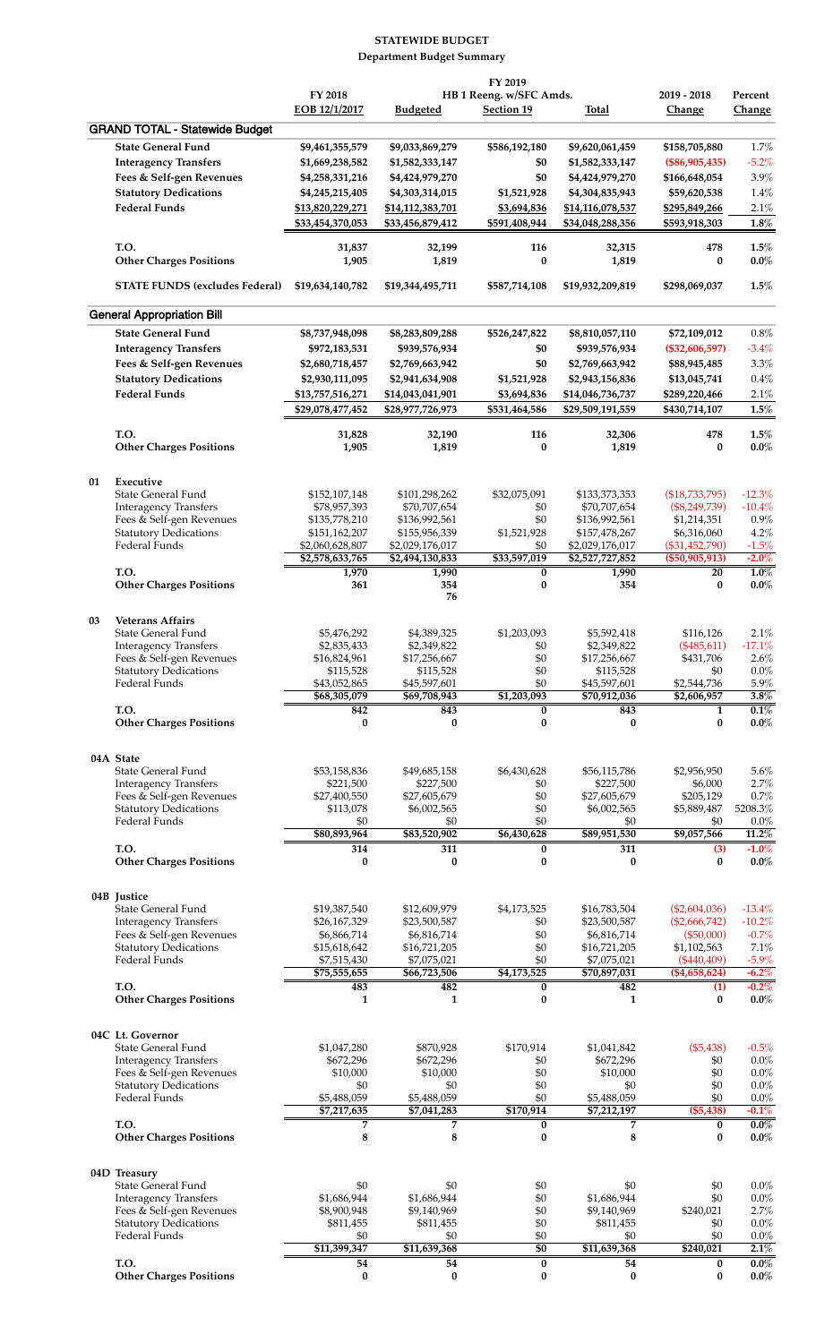# STATEWIDE BUDGET

## Department Budget Summary

| | | FY 2018 EOB 12/1/2017 | FY 2019 HB 1 Reeng. w/SFC Amds. Budgeted | Section 19 | Total | 2019 - 2018 Change | Percent Change |
|---|---|---|---|---|---|---|---|
| **GRAND TOTAL - Statewide Budget** | | | | | | | |
| | **State General Fund** | **$9,461,355,579** | **$9,033,869,279** | **$586,192,180** | **$9,620,061,459** | **$158,705,880** | 1.7% |
| | **Interagency Transfers** | **$1,669,238,582** | **$1,582,333,147** | **$0** | **$1,582,333,147** | **($86,905,435)** | -5.2% |
| | **Fees & Self-gen Revenues** | **$4,258,331,216** | **$4,424,979,270** | **$0** | **$4,424,979,270** | **$166,648,054** | 3.9% |
| | **Statutory Dedications** | **$4,245,215,405** | **$4,303,314,015** | **$1,521,928** | **$4,304,835,943** | **$59,620,538** | 1.4% |
| | **Federal Funds** | **$13,820,229,271** | **$14,112,383,701** | **$3,694,836** | **$14,116,078,537** | **$295,849,266** | 2.1% |
| | | **$33,454,370,053** | **$33,456,879,412** | **$591,408,944** | **$34,048,288,356** | **$593,918,303** | **1.8%** |
| | **T.O.** | **31,837** | **32,199** | **116** | **32,315** | **478** | **1.5%** |
| | **Other Charges Positions** | **1,905** | **1,819** | **0** | **1,819** | **0** | **0.0%** |
| | **STATE FUNDS (excludes Federal)** | **$19,634,140,782** | **$19,344,495,711** | **$587,714,108** | **$19,932,209,819** | **$298,069,037** | **1.5%** |
| **General Appropriation Bill** | | | | | | | |
| | **State General Fund** | **$8,737,948,098** | **$8,283,809,288** | **$526,247,822** | **$8,810,057,110** | **$72,109,012** | 0.8% |
| | **Interagency Transfers** | **$972,183,531** | **$939,576,934** | **$0** | **$939,576,934** | **($32,606,597)** | -3.4% |
| | **Fees & Self-gen Revenues** | **$2,680,718,457** | **$2,769,663,942** | **$0** | **$2,769,663,942** | **$88,945,485** | 3.3% |
| | **Statutory Dedications** | **$2,930,111,095** | **$2,941,634,908** | **$1,521,928** | **$2,943,156,836** | **$13,045,741** | 0.4% |
| | **Federal Funds** | **$13,757,516,271** | **$14,043,041,901** | **$3,694,836** | **$14,046,736,737** | **$289,220,466** | 2.1% |
| | | **$29,078,477,452** | **$28,977,726,973** | **$531,464,586** | **$29,509,191,559** | **$430,714,107** | **1.5%** |
| | **T.O.** | **31,828** | **32,190** | **116** | **32,306** | **478** | **1.5%** |
| | **Other Charges Positions** | **1,905** | **1,819** | **0** | **1,819** | **0** | **0.0%** |
| **01** | **Executive** | | | | | | |
| | State General Fund | $152,107,148 | $101,298,262 | $32,075,091 | $133,373,353 | ($18,733,795) | -12.3% |
| | Interagency Transfers | $78,957,393 | $70,707,654 | $0 | $70,707,654 | ($8,249,739) | -10.4% |
| | Fees & Self-gen Revenues | $135,778,210 | $136,992,561 | $0 | $136,992,561 | $1,214,351 | 0.9% |
| | Statutory Dedications | $151,162,207 | $155,956,339 | $1,521,928 | $157,478,267 | $6,316,060 | 4.2% |
| | Federal Funds | $2,060,628,807 | $2,029,176,017 | $0 | $2,029,176,017 | ($31,452,790) | -1.5% |
| | | **$2,578,633,765** | **$2,494,130,833** | **$33,597,019** | **$2,527,727,852** | **($50,905,913)** | **-2.0%** |
| | **T.O.** | **1,970** | **1,990** | **0** | **1,990** | **20** | **1.0%** |
| | **Other Charges Positions** | **361** | **354** | **0** | **354** | **0** | **0.0%** |
| | | | **76** | | | | |
| **03** | **Veterans Affairs** | | | | | | |
| | State General Fund | $5,476,292 | $4,389,325 | $1,203,093 | $5,592,418 | $116,126 | 2.1% |
| | Interagency Transfers | $2,835,433 | $2,349,822 | $0 | $2,349,822 | ($485,611) | -17.1% |
| | Fees & Self-gen Revenues | $16,824,961 | $17,256,667 | $0 | $17,256,667 | $431,706 | 2.6% |
| | Statutory Dedications | $115,528 | $115,528 | $0 | $115,528 | $0 | 0.0% |
| | Federal Funds | $43,052,865 | $45,597,601 | $0 | $45,597,601 | $2,544,736 | 5.9% |
| | | **$68,305,079** | **$69,708,943** | **$1,203,093** | **$70,912,036** | **$2,606,957** | **3.8%** |
| | **T.O.** | **842** | **843** | **0** | **843** | **1** | **0.1%** |
| | **Other Charges Positions** | **0** | **0** | **0** | **0** | **0** | **0.0%** |
| **04A** | **State** | | | | | | |
| | State General Fund | $53,158,836 | $49,685,158 | $6,430,628 | $56,115,786 | $2,956,950 | 5.6% |
| | Interagency Transfers | $221,500 | $227,500 | $0 | $227,500 | $6,000 | 2.7% |
| | Fees & Self-gen Revenues | $27,400,550 | $27,605,679 | $0 | $27,605,679 | $205,129 | 0.7% |
| | Statutory Dedications | $113,078 | $6,002,565 | $0 | $6,002,565 | $5,889,487 | 5208.3% |
| | Federal Funds | $0 | $0 | $0 | $0 | $0 | 0.0% |
| | | **$80,893,964** | **$83,520,902** | **$6,430,628** | **$89,951,530** | **$9,057,566** | **11.2%** |
| | **T.O.** | **314** | **311** | **0** | **311** | **(3)** | **-1.0%** |
| | **Other Charges Positions** | **0** | **0** | **0** | **0** | **0** | **0.0%** |
| **04B** | **Justice** | | | | | | |
| | State General Fund | $19,387,540 | $12,609,979 | $4,173,525 | $16,783,504 | ($2,604,036) | -13.4% |
| | Interagency Transfers | $26,167,329 | $23,500,587 | $0 | $23,500,587 | ($2,666,742) | -10.2% |
| | Fees & Self-gen Revenues | $6,866,714 | $6,816,714 | $0 | $6,816,714 | ($50,000) | -0.7% |
| | Statutory Dedications | $15,618,642 | $16,721,205 | $0 | $16,721,205 | $1,102,563 | 7.1% |
| | Federal Funds | $7,515,430 | $7,075,021 | $0 | $7,075,021 | ($440,409) | -5.9% |
| | | **$75,555,655** | **$66,723,506** | **$4,173,525** | **$70,897,031** | **($4,658,624)** | **-6.2%** |
| | **T.O.** | **483** | **482** | **0** | **482** | **(1)** | **-0.2%** |
| | **Other Charges Positions** | **1** | **1** | **0** | **1** | **0** | **0.0%** |
| **04C** | **Lt. Governor** | | | | | | |
| | State General Fund | $1,047,280 | $870,928 | $170,914 | $1,041,842 | ($5,438) | -0.5% |
| | Interagency Transfers | $672,296 | $672,296 | $0 | $672,296 | $0 | 0.0% |
| | Fees & Self-gen Revenues | $10,000 | $10,000 | $0 | $10,000 | $0 | 0.0% |
| | Statutory Dedications | $0 | $0 | $0 | $0 | $0 | 0.0% |
| | Federal Funds | $5,488,059 | $5,488,059 | $0 | $5,488,059 | $0 | 0.0% |
| | | **$7,217,635** | **$7,041,283** | **$170,914** | **$7,212,197** | **($5,438)** | **-0.1%** |
| | **T.O.** | **7** | **7** | **0** | **7** | **0** | **0.0%** |
| | **Other Charges Positions** | **8** | **8** | **0** | **8** | **0** | **0.0%** |
| **04D** | **Treasury** | | | | | | |
| | State General Fund | $0 | $0 | $0 | $0 | $0 | 0.0% |
| | Interagency Transfers | $1,686,944 | $1,686,944 | $0 | $1,686,944 | $0 | 0.0% |
| | Fees & Self-gen Revenues | $8,900,948 | $9,140,969 | $0 | $9,140,969 | $240,021 | 2.7% |
| | Statutory Dedications | $811,455 | $811,455 | $0 | $811,455 | $0 | 0.0% |
| | Federal Funds | $0 | $0 | $0 | $0 | $0 | 0.0% |
| | | **$11,399,347** | **$11,639,368** | **$0** | **$11,639,368** | **$240,021** | **2.1%** |
| | **T.O.** | **54** | **54** | **0** | **54** | **0** | **0.0%** |
| | **Other Charges Positions** | **0** | **0** | **0** | **0** | **0** | **0.0%** |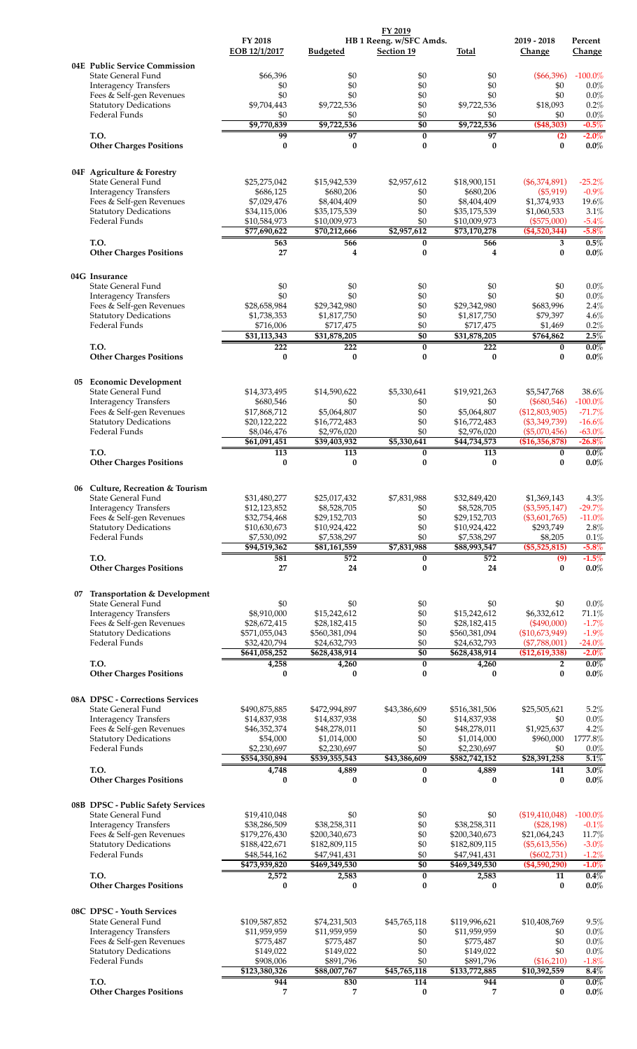| | FY 2018 | FY 2019 | | | 2019 - 2018 | Percent |
|---|---|---|---|---|---|---|
| | EOB 12/1/2017 | Budgeted | HB 1 Reeng. w/SFC Amds. Section 19 | Total | Change | Change |
| **04E Public Service Commission** | | | | | | |
| State General Fund | $66,396 | $0 | $0 | $0 | ($66,396) | -100.0% |
| Interagency Transfers | $0 | $0 | $0 | $0 | $0 | 0.0% |
| Fees & Self-gen Revenues | $0 | $0 | $0 | $0 | $0 | 0.0% |
| Statutory Dedications | $9,704,443 | $9,722,536 | $0 | $9,722,536 | $18,093 | 0.2% |
| Federal Funds | $0 | $0 | $0 | $0 | $0 | 0.0% |
| | $9,770,839 | $9,722,536 | $0 | $9,722,536 | ($48,303) | -0.5% |
| **T.O.** | 99 | 97 | 0 | 97 | (2) | -2.0% |
| **Other Charges Positions** | 0 | 0 | 0 | 0 | 0 | 0.0% |
| **04F Agriculture & Forestry** | | | | | | |
| State General Fund | $25,275,042 | $15,942,539 | $2,957,612 | $18,900,151 | ($6,374,891) | -25.2% |
| Interagency Transfers | $686,125 | $680,206 | $0 | $680,206 | ($5,919) | -0.9% |
| Fees & Self-gen Revenues | $7,029,476 | $8,404,409 | $0 | $8,404,409 | $1,374,933 | 19.6% |
| Statutory Dedications | $34,115,006 | $35,175,539 | $0 | $35,175,539 | $1,060,533 | 3.1% |
| Federal Funds | $10,584,973 | $10,009,973 | $0 | $10,009,973 | ($575,000) | -5.4% |
| | $77,690,622 | $70,212,666 | $2,957,612 | $73,170,278 | ($4,520,344) | -5.8% |
| **T.O.** | 563 | 566 | 0 | 566 | 3 | 0.5% |
| **Other Charges Positions** | 27 | 4 | 0 | 4 | 0 | 0.0% |
| **04G Insurance** | | | | | | |
| State General Fund | $0 | $0 | $0 | $0 | $0 | 0.0% |
| Interagency Transfers | $0 | $0 | $0 | $0 | $0 | 0.0% |
| Fees & Self-gen Revenues | $28,658,984 | $29,342,980 | $0 | $29,342,980 | $683,996 | 2.4% |
| Statutory Dedications | $1,738,353 | $1,817,750 | $0 | $1,817,750 | $79,397 | 4.6% |
| Federal Funds | $716,006 | $717,475 | $0 | $717,475 | $1,469 | 0.2% |
| | $31,113,343 | $31,878,205 | $0 | $31,878,205 | $764,862 | 2.5% |
| **T.O.** | 222 | 222 | 0 | 222 | 0 | 0.0% |
| **Other Charges Positions** | 0 | 0 | 0 | 0 | 0 | 0.0% |
| **05 Economic Development** | | | | | | |
| State General Fund | $14,373,495 | $14,590,622 | $5,330,641 | $19,921,263 | $5,547,768 | 38.6% |
| Interagency Transfers | $680,546 | $0 | $0 | $0 | ($680,546) | -100.0% |
| Fees & Self-gen Revenues | $17,868,712 | $5,064,807 | $0 | $5,064,807 | ($12,803,905) | -71.7% |
| Statutory Dedications | $20,122,222 | $16,772,483 | $0 | $16,772,483 | ($3,349,739) | -16.6% |
| Federal Funds | $8,046,476 | $2,976,020 | $0 | $2,976,020 | ($5,070,456) | -63.0% |
| | $61,091,451 | $39,403,932 | $5,330,641 | $44,734,573 | ($16,356,878) | -26.8% |
| **T.O.** | 113 | 113 | 0 | 113 | 0 | 0.0% |
| **Other Charges Positions** | 0 | 0 | 0 | 0 | 0 | 0.0% |
| **06 Culture, Recreation & Tourism** | | | | | | |
| State General Fund | $31,480,277 | $25,017,432 | $7,831,988 | $32,849,420 | $1,369,143 | 4.3% |
| Interagency Transfers | $12,123,852 | $8,528,705 | $0 | $8,528,705 | ($3,595,147) | -29.7% |
| Fees & Self-gen Revenues | $32,754,468 | $29,152,703 | $0 | $29,152,703 | ($3,601,765) | -11.0% |
| Statutory Dedications | $10,630,673 | $10,924,422 | $0 | $10,924,422 | $293,749 | 2.8% |
| Federal Funds | $7,530,092 | $7,538,297 | $0 | $7,538,297 | $8,205 | 0.1% |
| | $94,519,362 | $81,161,559 | $7,831,988 | $88,993,547 | ($5,525,815) | -5.8% |
| **T.O.** | 581 | 572 | 0 | 572 | (9) | -1.5% |
| **Other Charges Positions** | 27 | 24 | 0 | 24 | 0 | 0.0% |
| **07 Transportation & Development** | | | | | | |
| State General Fund | $0 | $0 | $0 | $0 | $0 | 0.0% |
| Interagency Transfers | $8,910,000 | $15,242,612 | $0 | $15,242,612 | $6,332,612 | 71.1% |
| Fees & Self-gen Revenues | $28,672,415 | $28,182,415 | $0 | $28,182,415 | ($490,000) | -1.7% |
| Statutory Dedications | $571,055,043 | $560,381,094 | $0 | $560,381,094 | ($10,673,949) | -1.9% |
| Federal Funds | $32,420,794 | $24,632,793 | $0 | $24,632,793 | ($7,788,001) | -24.0% |
| | $641,058,252 | $628,438,914 | $0 | $628,438,914 | ($12,619,338) | -2.0% |
| **T.O.** | 4,258 | 4,260 | 0 | 4,260 | 2 | 0.0% |
| **Other Charges Positions** | 0 | 0 | 0 | 0 | 0 | 0.0% |
| **08A DPSC - Corrections Services** | | | | | | |
| State General Fund | $490,875,885 | $472,994,897 | $43,386,609 | $516,381,506 | $25,505,621 | 5.2% |
| Interagency Transfers | $14,837,938 | $14,837,938 | $0 | $14,837,938 | $0 | 0.0% |
| Fees & Self-gen Revenues | $46,352,374 | $48,278,011 | $0 | $48,278,011 | $1,925,637 | 4.2% |
| Statutory Dedications | $54,000 | $1,014,000 | $0 | $1,014,000 | $960,000 | 1777.8% |
| Federal Funds | $2,230,697 | $2,230,697 | $0 | $2,230,697 | $0 | 0.0% |
| | $554,350,894 | $539,355,543 | $43,386,609 | $582,742,152 | $28,391,258 | 5.1% |
| **T.O.** | 4,748 | 4,889 | 0 | 4,889 | 141 | 3.0% |
| **Other Charges Positions** | 0 | 0 | 0 | 0 | 0 | 0.0% |
| **08B DPSC - Public Safety Services** | | | | | | |
| State General Fund | $19,410,048 | $0 | $0 | $0 | ($19,410,048) | -100.0% |
| Interagency Transfers | $38,286,509 | $38,258,311 | $0 | $38,258,311 | ($28,198) | -0.1% |
| Fees & Self-gen Revenues | $179,276,430 | $200,340,673 | $0 | $200,340,673 | $21,064,243 | 11.7% |
| Statutory Dedications | $188,422,671 | $182,809,115 | $0 | $182,809,115 | ($5,613,556) | -3.0% |
| Federal Funds | $48,544,162 | $47,941,431 | $0 | $47,941,431 | ($602,731) | -1.2% |
| | $473,939,820 | $469,349,530 | $0 | $469,349,530 | ($4,590,290) | -1.0% |
| **T.O.** | 2,572 | 2,583 | 0 | 2,583 | 11 | 0.4% |
| **Other Charges Positions** | 0 | 0 | 0 | 0 | 0 | 0.0% |
| **08C DPSC - Youth Services** | | | | | | |
| State General Fund | $109,587,852 | $74,231,503 | $45,765,118 | $119,996,621 | $10,408,769 | 9.5% |
| Interagency Transfers | $11,959,959 | $11,959,959 | $0 | $11,959,959 | $0 | 0.0% |
| Fees & Self-gen Revenues | $775,487 | $775,487 | $0 | $775,487 | $0 | 0.0% |
| Statutory Dedications | $149,022 | $149,022 | $0 | $149,022 | $0 | 0.0% |
| Federal Funds | $908,006 | $891,796 | $0 | $891,796 | ($16,210) | -1.8% |
| | $123,380,326 | $88,007,767 | $45,765,118 | $133,772,885 | $10,392,559 | 8.4% |
| **T.O.** | 944 | 830 | 114 | 944 | 0 | 0.0% |
| **Other Charges Positions** | 7 | 7 | 0 | 7 | 0 | 0.0% |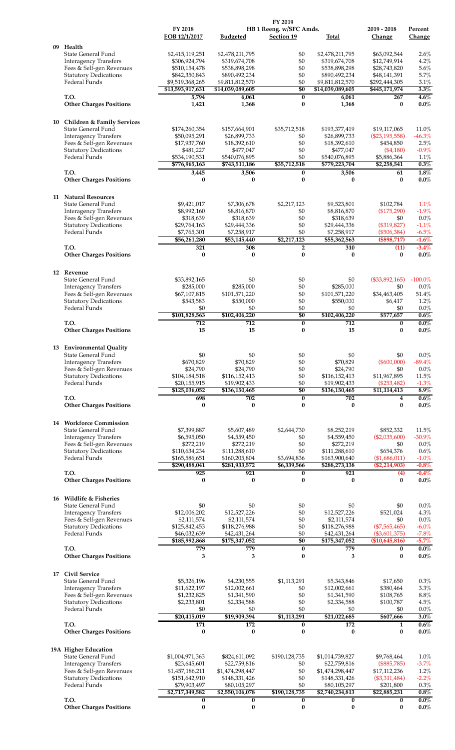| | FY 2018 | FY 2019 | | | 2019 - 2018 | Percent |
|---|---|---|---|---|---|---|
| | EOB 12/1/2017 | Budgeted | HB 1 Reeng. w/SFC Amds. Section 19 | Total | Change | Change |
| **09 Health** | | | | | | |
| State General Fund | $2,415,119,251 | $2,478,211,795 | $0 | $2,478,211,795 | $63,092,544 | 2.6% |
| Interagency Transfers | $306,924,794 | $319,674,708 | $0 | $319,674,708 | $12,749,914 | 4.2% |
| Fees & Self-gen Revenues | $510,154,478 | $538,898,298 | $0 | $538,898,298 | $28,743,820 | 5.6% |
| Statutory Dedications | $842,350,843 | $890,492,234 | $0 | $890,492,234 | $48,141,391 | 5.7% |
| Federal Funds | $9,519,368,265 | $9,811,812,570 | $0 | $9,811,812,570 | $292,444,305 | 3.1% |
| | $13,593,917,631 | $14,039,089,605 | $0 | $14,039,089,605 | $445,171,974 | 3.3% |
| **T.O.** | 5,794 | 6,061 | 0 | 6,061 | 267 | 4.6% |
| **Other Charges Positions** | 1,421 | 1,368 | 0 | 1,368 | 0 | 0.0% |
| **10 Children & Family Services** | | | | | | |
| State General Fund | $174,260,354 | $157,664,901 | $35,712,518 | $193,377,419 | $19,117,065 | 11.0% |
| Interagency Transfers | $50,095,291 | $26,899,733 | $0 | $26,899,733 | ($23,195,558) | -46.3% |
| Fees & Self-gen Revenues | $17,937,760 | $18,392,610 | $0 | $18,392,610 | $454,850 | 2.5% |
| Statutory Dedications | $481,227 | $477,047 | $0 | $477,047 | ($4,180) | -0.9% |
| Federal Funds | $534,190,531 | $540,076,895 | $0 | $540,076,895 | $5,886,364 | 1.1% |
| | $776,965,163 | $743,511,186 | $35,712,518 | $779,223,704 | $2,258,541 | 0.3% |
| **T.O.** | 3,445 | 3,506 | 0 | 3,506 | 61 | 1.8% |
| **Other Charges Positions** | 0 | 0 | 0 | 0 | 0 | 0.0% |
| **11 Natural Resources** | | | | | | |
| State General Fund | $9,421,017 | $7,306,678 | $2,217,123 | $9,523,801 | $102,784 | 1.1% |
| Interagency Transfers | $8,992,160 | $8,816,870 | $0 | $8,816,870 | ($175,290) | -1.9% |
| Fees & Self-gen Revenues | $318,639 | $318,639 | $0 | $318,639 | $0 | 0.0% |
| Statutory Dedications | $29,764,163 | $29,444,336 | $0 | $29,444,336 | ($319,827) | -1.1% |
| Federal Funds | $7,765,301 | $7,258,917 | $0 | $7,258,917 | ($506,384) | -6.5% |
| | $56,261,280 | $53,145,440 | $2,217,123 | $55,362,563 | ($898,717) | -1.6% |
| **T.O.** | 321 | 308 | 2 | 310 | (11) | -3.4% |
| **Other Charges Positions** | 0 | 0 | 0 | 0 | 0 | 0.0% |
| **12 Revenue** | | | | | | |
| State General Fund | $33,892,165 | $0 | $0 | $0 | ($33,892,165) | -100.0% |
| Interagency Transfers | $285,000 | $285,000 | $0 | $285,000 | $0 | 0.0% |
| Fees & Self-gen Revenues | $67,107,815 | $101,571,220 | $0 | $101,571,220 | $34,463,405 | 51.4% |
| Statutory Dedications | $543,583 | $550,000 | $0 | $550,000 | $6,417 | 1.2% |
| Federal Funds | $0 | $0 | $0 | $0 | $0 | 0.0% |
| | $101,828,563 | $102,406,220 | $0 | $102,406,220 | $577,657 | 0.6% |
| **T.O.** | 712 | 712 | 0 | 712 | 0 | 0.0% |
| **Other Charges Positions** | 15 | 15 | 0 | 15 | 0 | 0.0% |
| **13 Environmental Quality** | | | | | | |
| State General Fund | $0 | $0 | $0 | $0 | $0 | 0.0% |
| Interagency Transfers | $670,829 | $70,829 | $0 | $70,829 | ($600,000) | -89.4% |
| Fees & Self-gen Revenues | $24,790 | $24,790 | $0 | $24,790 | $0 | 0.0% |
| Statutory Dedications | $104,184,518 | $116,152,413 | $0 | $116,152,413 | $11,967,895 | 11.5% |
| Federal Funds | $20,155,915 | $19,902,433 | $0 | $19,902,433 | ($253,482) | -1.3% |
| | $125,036,052 | $136,150,465 | $0 | $136,150,465 | $11,114,413 | 8.9% |
| **T.O.** | 698 | 702 | 0 | 702 | 4 | 0.6% |
| **Other Charges Positions** | 0 | 0 | 0 | 0 | 0 | 0.0% |
| **14 Workforce Commission** | | | | | | |
| State General Fund | $7,399,887 | $5,607,489 | $2,644,730 | $8,252,219 | $852,332 | 11.5% |
| Interagency Transfers | $6,595,050 | $4,559,450 | $0 | $4,559,450 | ($2,035,600) | -30.9% |
| Fees & Self-gen Revenues | $272,219 | $272,219 | $0 | $272,219 | $0 | 0.0% |
| Statutory Dedications | $110,634,234 | $111,288,610 | $0 | $111,288,610 | $654,376 | 0.6% |
| Federal Funds | $165,586,651 | $160,205,804 | $3,694,836 | $163,900,640 | ($1,686,011) | -1.0% |
| | $290,488,041 | $281,933,572 | $6,339,566 | $288,273,138 | ($2,214,903) | -0.8% |
| **T.O.** | 925 | 921 | 0 | 921 | (4) | -0.4% |
| **Other Charges Positions** | 0 | 0 | 0 | 0 | 0 | 0.0% |
| **16 Wildlife & Fisheries** | | | | | | |
| State General Fund | $0 | $0 | $0 | $0 | $0 | 0.0% |
| Interagency Transfers | $12,006,202 | $12,527,226 | $0 | $12,527,226 | $521,024 | 4.3% |
| Fees & Self-gen Revenues | $2,111,574 | $2,111,574 | $0 | $2,111,574 | $0 | 0.0% |
| Statutory Dedications | $125,842,453 | $118,276,988 | $0 | $118,276,988 | ($7,565,465) | -6.0% |
| Federal Funds | $46,032,639 | $42,431,264 | $0 | $42,431,264 | ($3,601,375) | -7.8% |
| | $185,992,868 | $175,347,052 | $0 | $175,347,052 | ($10,645,816) | -5.7% |
| **T.O.** | 779 | 779 | 0 | 779 | 0 | 0.0% |
| **Other Charges Positions** | 3 | 3 | 0 | 3 | 0 | 0.0% |
| **17 Civil Service** | | | | | | |
| State General Fund | $5,326,196 | $4,230,555 | $1,113,291 | $5,343,846 | $17,650 | 0.3% |
| Interagency Transfers | $11,622,197 | $12,002,661 | $0 | $12,002,661 | $380,464 | 3.3% |
| Fees & Self-gen Revenues | $1,232,825 | $1,341,590 | $0 | $1,341,590 | $108,765 | 8.8% |
| Statutory Dedications | $2,233,801 | $2,334,588 | $0 | $2,334,588 | $100,787 | 4.5% |
| Federal Funds | $0 | $0 | $0 | $0 | $0 | 0.0% |
| | $20,415,019 | $19,909,394 | $1,113,291 | $21,022,685 | $607,666 | 3.0% |
| **T.O.** | 171 | 172 | 0 | 172 | 1 | 0.6% |
| **Other Charges Positions** | 0 | 0 | 0 | 0 | 0 | 0.0% |
| **19A Higher Education** | | | | | | |
| State General Fund | $1,004,971,363 | $824,611,092 | $190,128,735 | $1,014,739,827 | $9,768,464 | 1.0% |
| Interagency Transfers | $23,645,601 | $22,759,816 | $0 | $22,759,816 | ($885,785) | -3.7% |
| Fees & Self-gen Revenues | $1,457,186,211 | $1,474,298,447 | $0 | $1,474,298,447 | $17,112,236 | 1.2% |
| Statutory Dedications | $151,642,910 | $148,331,426 | $0 | $148,331,426 | ($3,311,484) | -2.2% |
| Federal Funds | $79,903,497 | $80,105,297 | $0 | $80,105,297 | $201,800 | 0.3% |
| | $2,717,349,582 | $2,550,106,078 | $190,128,735 | $2,740,234,813 | $22,885,231 | 0.8% |
| **T.O.** | 0 | 0 | 0 | 0 | 0 | 0.0% |
| **Other Charges Positions** | 0 | 0 | 0 | 0 | 0 | 0.0% |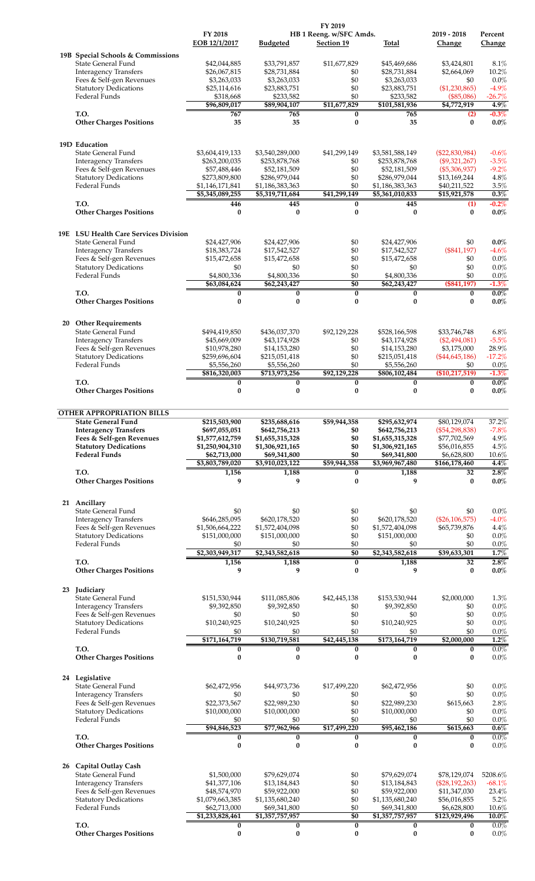| | FY 2018 | FY 2019 | | | 2019 - 2018 | Percent |
|---|---|---|---|---|---|---|
| | EOB 12/1/2017 | HB 1 Reeng. w/SFC Amds. Budgeted | Section 19 | Total | Change | Change |
| **19B Special Schools & Commissions** | | | | | | |
| State General Fund | $42,044,885 | $33,791,857 | $11,677,829 | $45,469,686 | $3,424,801 | 8.1% |
| Interagency Transfers | $26,067,815 | $28,731,884 | $0 | $28,731,884 | $2,664,069 | 10.2% |
| Fees & Self-gen Revenues | $3,263,033 | $3,263,033 | $0 | $3,263,033 | $0 | 0.0% |
| Statutory Dedications | $25,114,616 | $23,883,751 | $0 | $23,883,751 | ($1,230,865) | -4.9% |
| Federal Funds | $318,668 | $233,582 | $0 | $233,582 | ($85,086) | -26.7% |
| | $96,809,017 | $89,904,107 | $11,677,829 | $101,581,936 | $4,772,919 | 4.9% |
| **T.O.** | 767 | 765 | 0 | 765 | (2) | -0.3% |
| **Other Charges Positions** | 35 | 35 | 0 | 35 | 0 | 0.0% |
| **19D Education** | | | | | | |
| State General Fund | $3,604,419,133 | $3,540,289,000 | $41,299,149 | $3,581,588,149 | ($22,830,984) | -0.6% |
| Interagency Transfers | $263,200,035 | $253,878,768 | $0 | $253,878,768 | ($9,321,267) | -3.5% |
| Fees & Self-gen Revenues | $57,488,446 | $52,181,509 | $0 | $52,181,509 | ($5,306,937) | -9.2% |
| Statutory Dedications | $273,809,800 | $286,979,044 | $0 | $286,979,044 | $13,169,244 | 4.8% |
| Federal Funds | $1,146,171,841 | $1,186,383,363 | $0 | $1,186,383,363 | $40,211,522 | 3.5% |
| | $5,345,089,255 | $5,319,711,684 | $41,299,149 | $5,361,010,833 | $15,921,578 | 0.3% |
| **T.O.** | 446 | 445 | 0 | 445 | (1) | -0.2% |
| **Other Charges Positions** | 0 | 0 | 0 | 0 | 0 | 0.0% |
| **19E LSU Health Care Services Division** | | | | | | |
| State General Fund | $24,427,906 | $24,427,906 | $0 | $24,427,906 | $0 | 0.0% |
| Interagency Transfers | $18,383,724 | $17,542,527 | $0 | $17,542,527 | ($841,197) | -4.6% |
| Fees & Self-gen Revenues | $15,472,658 | $15,472,658 | $0 | $15,472,658 | $0 | 0.0% |
| Statutory Dedications | $0 | $0 | $0 | $0 | $0 | 0.0% |
| Federal Funds | $4,800,336 | $4,800,336 | $0 | $4,800,336 | $0 | 0.0% |
| | $63,084,624 | $62,243,427 | $0 | $62,243,427 | ($841,197) | -1.3% |
| **T.O.** | 0 | 0 | 0 | 0 | 0 | 0.0% |
| **Other Charges Positions** | 0 | 0 | 0 | 0 | 0 | 0.0% |
| **20 Other Requirements** | | | | | | |
| State General Fund | $494,419,850 | $436,037,370 | $92,129,228 | $528,166,598 | $33,746,748 | 6.8% |
| Interagency Transfers | $45,669,009 | $43,174,928 | $0 | $43,174,928 | ($2,494,081) | -5.5% |
| Fees & Self-gen Revenues | $10,978,280 | $14,153,280 | $0 | $14,153,280 | $3,175,000 | 28.9% |
| Statutory Dedications | $259,696,604 | $215,051,418 | $0 | $215,051,418 | ($44,645,186) | -17.2% |
| Federal Funds | $5,556,260 | $5,556,260 | $0 | $5,556,260 | $0 | 0.0% |
| | $816,320,003 | $713,973,256 | $92,129,228 | $806,102,484 | ($10,217,519) | -1.3% |
| **T.O.** | 0 | 0 | 0 | 0 | 0 | 0.0% |
| **Other Charges Positions** | 0 | 0 | 0 | 0 | 0 | 0.0% |
| **OTHER APPROPRIATION BILLS** | | | | | | |
| **State General Fund** | **$215,503,900** | **$235,688,616** | **$59,944,358** | **$295,632,974** | $80,129,074 | 37.2% |
| **Interagency Transfers** | **$697,055,051** | **$642,756,213** | **$0** | **$642,756,213** | ($54,298,838) | -7.8% |
| **Fees & Self-gen Revenues** | **$1,577,612,759** | **$1,655,315,328** | **$0** | **$1,655,315,328** | $77,702,569 | 4.9% |
| **Statutory Dedications** | **$1,250,904,310** | **$1,306,921,165** | **$0** | **$1,306,921,165** | $56,016,855 | 4.5% |
| **Federal Funds** | **$62,713,000** | **$69,341,800** | **$0** | **$69,341,800** | $6,628,800 | 10.6% |
| | $3,803,789,020 | $3,910,023,122 | $59,944,358 | $3,969,967,480 | $166,178,460 | 4.4% |
| **T.O.** | 1,156 | 1,188 | 0 | 1,188 | 32 | 2.8% |
| **Other Charges Positions** | 9 | 9 | 0 | 9 | 0 | 0.0% |
| **21 Ancillary** | | | | | | |
| State General Fund | $0 | $0 | $0 | $0 | $0 | 0.0% |
| Interagency Transfers | $646,285,095 | $620,178,520 | $0 | $620,178,520 | ($26,106,575) | -4.0% |
| Fees & Self-gen Revenues | $1,506,664,222 | $1,572,404,098 | $0 | $1,572,404,098 | $65,739,876 | 4.4% |
| Statutory Dedications | $151,000,000 | $151,000,000 | $0 | $151,000,000 | $0 | 0.0% |
| Federal Funds | $0 | $0 | $0 | $0 | $0 | 0.0% |
| | $2,303,949,317 | $2,343,582,618 | $0 | $2,343,582,618 | $39,633,301 | 1.7% |
| **T.O.** | 1,156 | 1,188 | 0 | 1,188 | 32 | 2.8% |
| **Other Charges Positions** | 9 | 9 | 0 | 9 | 0 | 0.0% |
| **23 Judiciary** | | | | | | |
| State General Fund | $151,530,944 | $111,085,806 | $42,445,138 | $153,530,944 | $2,000,000 | 1.3% |
| Interagency Transfers | $9,392,850 | $9,392,850 | $0 | $9,392,850 | $0 | 0.0% |
| Fees & Self-gen Revenues | $0 | $0 | $0 | $0 | $0 | 0.0% |
| Statutory Dedications | $10,240,925 | $10,240,925 | $0 | $10,240,925 | $0 | 0.0% |
| Federal Funds | $0 | $0 | $0 | $0 | $0 | 0.0% |
| | $171,164,719 | $130,719,581 | $42,445,138 | $173,164,719 | $2,000,000 | 1.2% |
| **T.O.** | 0 | 0 | 0 | 0 | 0 | 0.0% |
| **Other Charges Positions** | 0 | 0 | 0 | 0 | 0 | 0.0% |
| **24 Legislative** | | | | | | |
| State General Fund | $62,472,956 | $44,973,736 | $17,499,220 | $62,472,956 | $0 | 0.0% |
| Interagency Transfers | $0 | $0 | $0 | $0 | $0 | 0.0% |
| Fees & Self-gen Revenues | $22,373,567 | $22,989,230 | $0 | $22,989,230 | $615,663 | 2.8% |
| Statutory Dedications | $10,000,000 | $10,000,000 | $0 | $10,000,000 | $0 | 0.0% |
| Federal Funds | $0 | $0 | $0 | $0 | $0 | 0.0% |
| | $94,846,523 | $77,962,966 | $17,499,220 | $95,462,186 | $615,663 | 0.6% |
| **T.O.** | 0 | 0 | 0 | 0 | 0 | 0.0% |
| **Other Charges Positions** | 0 | 0 | 0 | 0 | 0 | 0.0% |
| **26 Capital Outlay Cash** | | | | | | |
| State General Fund | $1,500,000 | $79,629,074 | $0 | $79,629,074 | $78,129,074 | 5208.6% |
| Interagency Transfers | $41,377,106 | $13,184,843 | $0 | $13,184,843 | ($28,192,263) | -68.1% |
| Fees & Self-gen Revenues | $48,574,970 | $59,922,000 | $0 | $59,922,000 | $11,347,030 | 23.4% |
| Statutory Dedications | $1,079,663,385 | $1,135,680,240 | $0 | $1,135,680,240 | $56,016,855 | 5.2% |
| Federal Funds | $62,713,000 | $69,341,800 | $0 | $69,341,800 | $6,628,800 | 10.6% |
| | $1,233,828,461 | $1,357,757,957 | $0 | $1,357,757,957 | $123,929,496 | 10.0% |
| **T.O.** | 0 | 0 | 0 | 0 | 0 | 0.0% |
| **Other Charges Positions** | 0 | 0 | 0 | 0 | 0 | 0.0% |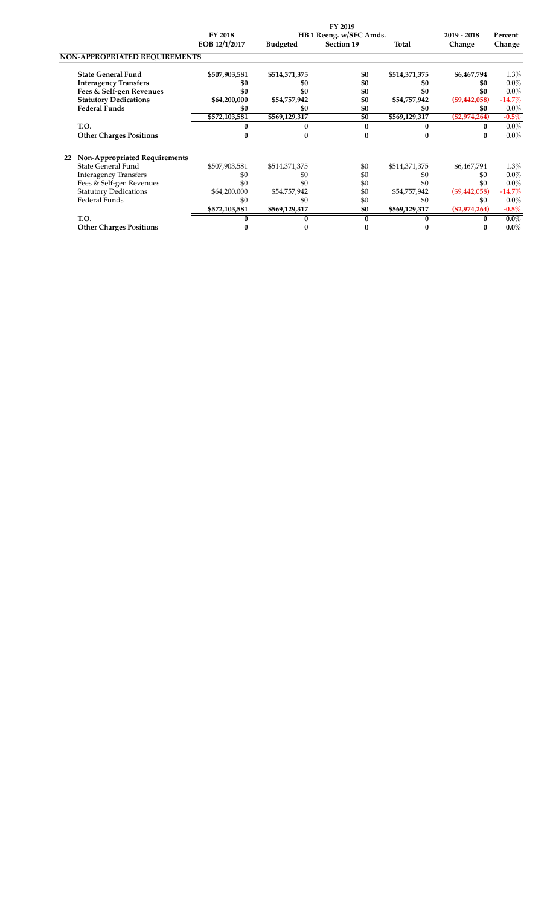| | FY 2018 | FY 2019 | | | 2019 - 2018 | Percent |
|---|---|---|---|---|---|---|
| | | HB 1 Reeng. w/SFC Amds. | | | | |
| | EOB 12/1/2017 | Budgeted | Section 19 | Total | Change | Change |
| **NON-APPROPRIATED REQUIREMENTS** | | | | | | |
| **State General Fund** | **$507,903,581** | **$514,371,375** | **$0** | **$514,371,375** | **$6,467,794** | 1.3% |
| **Interagency Transfers** | **$0** | **$0** | **$0** | **$0** | **$0** | 0.0% |
| **Fees & Self-gen Revenues** | **$0** | **$0** | **$0** | **$0** | **$0** | 0.0% |
| **Statutory Dedications** | **$64,200,000** | **$54,757,942** | **$0** | **$54,757,942** | **($9,442,058)** | -14.7% |
| **Federal Funds** | **$0** | **$0** | **$0** | **$0** | **$0** | 0.0% |
| | **$572,103,581** | **$569,129,317** | **$0** | **$569,129,317** | **($2,974,264)** | **-0.5%** |
| **T.O.** | **0** | **0** | **0** | **0** | **0** | 0.0% |
| **Other Charges Positions** | **0** | **0** | **0** | **0** | **0** | 0.0% |
| **22 Non-Appropriated Requirements** | | | | | | |
| State General Fund | $507,903,581 | $514,371,375 | $0 | $514,371,375 | $6,467,794 | 1.3% |
| Interagency Transfers | $0 | $0 | $0 | $0 | $0 | 0.0% |
| Fees & Self-gen Revenues | $0 | $0 | $0 | $0 | $0 | 0.0% |
| Statutory Dedications | $64,200,000 | $54,757,942 | $0 | $54,757,942 | ($9,442,058) | -14.7% |
| Federal Funds | $0 | $0 | $0 | $0 | $0 | 0.0% |
| | **$572,103,581** | **$569,129,317** | **$0** | **$569,129,317** | **($2,974,264)** | **-0.5%** |
| **T.O.** | **0** | **0** | **0** | **0** | **0** | **0.0%** |
| **Other Charges Positions** | **0** | **0** | **0** | **0** | **0** | **0.0%** |